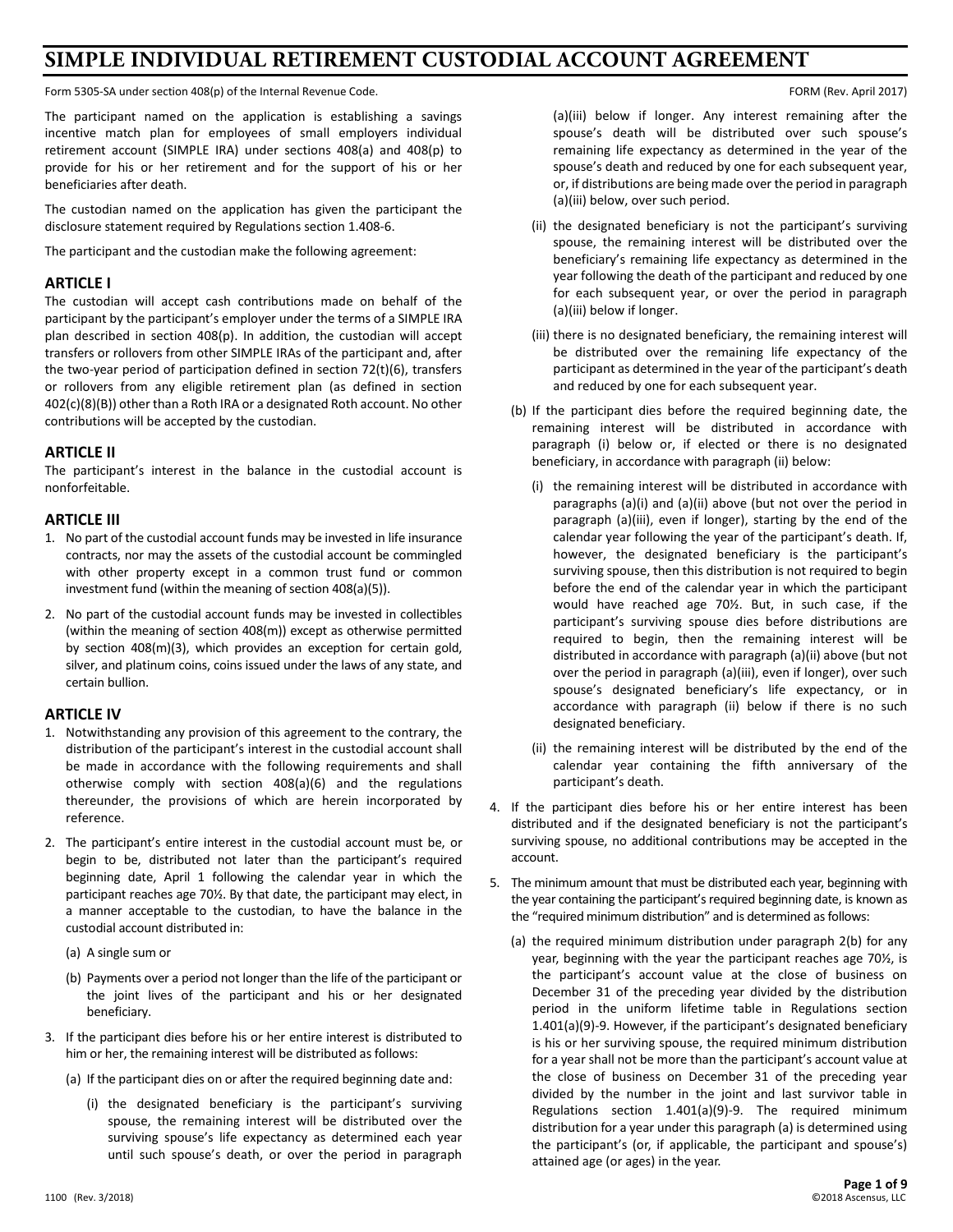# SIMPLE INDIVIDUAL RETIREMENT CUSTODIAL ACCOUNT AGREEMENT

Form 5305-SA under section 408(p) of the Internal Revenue Code. FORM (Rev. April 2017)

The participant named on the application is establishing a savings incentive match plan for employees of small employers individual retirement account (SIMPLE IRA) under sections 408(a) and 408(p) to provide for his or her retirement and for the support of his or her beneficiaries after death.

The custodian named on the application has given the participant the disclosure statement required by Regulations section 1.408-6.

The participant and the custodian make the following agreement:

## ARTICLE I

The custodian will accept cash contributions made on behalf of the participant by the participant's employer under the terms of a SIMPLE IRA plan described in section 408(p). In addition, the custodian will accept transfers or rollovers from other SIMPLE IRAs of the participant and, after the two-year period of participation defined in section 72(t)(6), transfers or rollovers from any eligible retirement plan (as defined in section 402(c)(8)(B)) other than a Roth IRA or a designated Roth account. No other contributions will be accepted by the custodian.

## ARTICLE II

The participant's interest in the balance in the custodial account is nonforfeitable.

## ARTICLE III

1. No part of the custodial account funds may be invested in life insurance contracts, nor may the assets of the custodial account be commingled with other property except in a common trust fund or common investment fund (within the meaning of section 408(a)(5)).
2. No part of the custodial account funds may be invested in collectibles (within the meaning of section 408(m)) except as otherwise permitted by section 408(m)(3), which provides an exception for certain gold, silver, and platinum coins, coins issued under the laws of any state, and certain bullion.

## ARTICLE IV

1. Notwithstanding any provision of this agreement to the contrary, the distribution of the participant's interest in the custodial account shall be made in accordance with the following requirements and shall otherwise comply with section 408(a)(6) and the regulations thereunder, the provisions of which are herein incorporated by reference.
2. The participant's entire interest in the custodial account must be, or begin to be, distributed not later than the participant's required beginning date, April 1 following the calendar year in which the participant reaches age 70½. By that date, the participant may elect, in a manner acceptable to the custodian, to have the balance in the custodial account distributed in:
   - (a) A single sum or
   - (b) Payments over a period not longer than the life of the participant or the joint lives of the participant and his or her designated beneficiary.
3. If the participant dies before his or her entire interest is distributed to him or her, the remaining interest will be distributed as follows:
   - (a) If the participant dies on or after the required beginning date and:
     - (i) the designated beneficiary is the participant's surviving spouse, the remaining interest will be distributed over the surviving spouse's life expectancy as determined each year until such spouse's death, or over the period in paragraph (a)(iii) below if longer. Any interest remaining after the spouse's death will be distributed over such spouse's remaining life expectancy as determined in the year of the spouse's death and reduced by one for each subsequent year, or, if distributions are being made over the period in paragraph (a)(iii) below, over such period.
     - (ii) the designated beneficiary is not the participant's surviving spouse, the remaining interest will be distributed over the beneficiary's remaining life expectancy as determined in the year following the death of the participant and reduced by one for each subsequent year, or over the period in paragraph (a)(iii) below if longer.
     - (iii) there is no designated beneficiary, the remaining interest will be distributed over the remaining life expectancy of the participant as determined in the year of the participant's death and reduced by one for each subsequent year.
   - (b) If the participant dies before the required beginning date, the remaining interest will be distributed in accordance with paragraph (i) below or, if elected or there is no designated beneficiary, in accordance with paragraph (ii) below:
     - (i) the remaining interest will be distributed in accordance with paragraphs (a)(i) and (a)(ii) above (but not over the period in paragraph (a)(iii), even if longer), starting by the end of the calendar year following the year of the participant's death. If, however, the designated beneficiary is the participant's surviving spouse, then this distribution is not required to begin before the end of the calendar year in which the participant would have reached age 70½. But, in such case, if the participant's surviving spouse dies before distributions are required to begin, then the remaining interest will be distributed in accordance with paragraph (a)(ii) above (but not over the period in paragraph (a)(iii), even if longer), over such spouse's designated beneficiary's life expectancy, or in accordance with paragraph (ii) below if there is no such designated beneficiary.
     - (ii) the remaining interest will be distributed by the end of the calendar year containing the fifth anniversary of the participant's death.
4. If the participant dies before his or her entire interest has been distributed and if the designated beneficiary is not the participant's surviving spouse, no additional contributions may be accepted in the account.
5. The minimum amount that must be distributed each year, beginning with the year containing the participant's required beginning date, is known as the "required minimum distribution" and is determined as follows:
   - (a) the required minimum distribution under paragraph 2(b) for any year, beginning with the year the participant reaches age 70½, is the participant's account value at the close of business on December 31 of the preceding year divided by the distribution period in the uniform lifetime table in Regulations section 1.401(a)(9)-9. However, if the participant's designated beneficiary is his or her surviving spouse, the required minimum distribution for a year shall not be more than the participant's account value at the close of business on December 31 of the preceding year divided by the number in the joint and last survivor table in Regulations section 1.401(a)(9)-9. The required minimum distribution for a year under this paragraph (a) is determined using the participant's (or, if applicable, the participant and spouse's) attained age (or ages) in the year.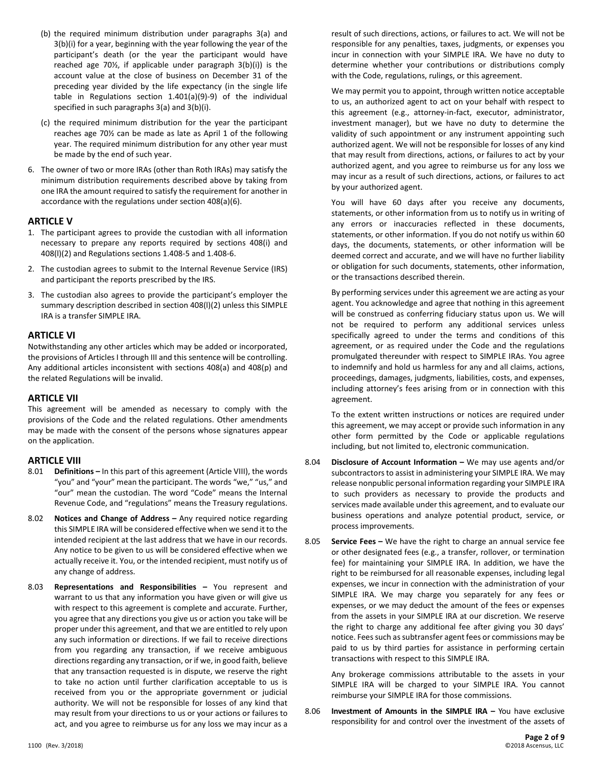(b) the required minimum distribution under paragraphs 3(a) and 3(b)(i) for a year, beginning with the year following the year of the participant's death (or the year the participant would have reached age 70½, if applicable under paragraph 3(b)(i)) is the account value at the close of business on December 31 of the preceding year divided by the life expectancy (in the single life table in Regulations section 1.401(a)(9)-9) of the individual specified in such paragraphs 3(a) and 3(b)(i).

(c) the required minimum distribution for the year the participant reaches age 70½ can be made as late as April 1 of the following year. The required minimum distribution for any other year must be made by the end of such year.

6. The owner of two or more IRAs (other than Roth IRAs) may satisfy the minimum distribution requirements described above by taking from one IRA the amount required to satisfy the requirement for another in accordance with the regulations under section 408(a)(6).

## ARTICLE V

1. The participant agrees to provide the custodian with all information necessary to prepare any reports required by sections 408(i) and 408(l)(2) and Regulations sections 1.408-5 and 1.408-6.
2. The custodian agrees to submit to the Internal Revenue Service (IRS) and participant the reports prescribed by the IRS.
3. The custodian also agrees to provide the participant's employer the summary description described in section 408(l)(2) unless this SIMPLE IRA is a transfer SIMPLE IRA.

## ARTICLE VI

Notwithstanding any other articles which may be added or incorporated, the provisions of Articles I through III and this sentence will be controlling. Any additional articles inconsistent with sections 408(a) and 408(p) and the related Regulations will be invalid.

## ARTICLE VII

This agreement will be amended as necessary to comply with the provisions of the Code and the related regulations. Other amendments may be made with the consent of the persons whose signatures appear on the application.

## ARTICLE VIII

8.01 **Definitions –** In this part of this agreement (Article VIII), the words "you" and "your" mean the participant. The words "we," "us," and "our" mean the custodian. The word "Code" means the Internal Revenue Code, and "regulations" means the Treasury regulations.

8.02 **Notices and Change of Address –** Any required notice regarding this SIMPLE IRA will be considered effective when we send it to the intended recipient at the last address that we have in our records. Any notice to be given to us will be considered effective when we actually receive it. You, or the intended recipient, must notify us of any change of address.

8.03 **Representations and Responsibilities –** You represent and warrant to us that any information you have given or will give us with respect to this agreement is complete and accurate. Further, you agree that any directions you give us or action you take will be proper under this agreement, and that we are entitled to rely upon any such information or directions. If we fail to receive directions from you regarding any transaction, if we receive ambiguous directions regarding any transaction, or if we, in good faith, believe that any transaction requested is in dispute, we reserve the right to take no action until further clarification acceptable to us is received from you or the appropriate government or judicial authority. We will not be responsible for losses of any kind that may result from your directions to us or your actions or failures to act, and you agree to reimburse us for any loss we may incur as a result of such directions, actions, or failures to act. We will not be responsible for any penalties, taxes, judgments, or expenses you incur in connection with your SIMPLE IRA. We have no duty to determine whether your contributions or distributions comply with the Code, regulations, rulings, or this agreement.

We may permit you to appoint, through written notice acceptable to us, an authorized agent to act on your behalf with respect to this agreement (e.g., attorney-in-fact, executor, administrator, investment manager), but we have no duty to determine the validity of such appointment or any instrument appointing such authorized agent. We will not be responsible for losses of any kind that may result from directions, actions, or failures to act by your authorized agent, and you agree to reimburse us for any loss we may incur as a result of such directions, actions, or failures to act by your authorized agent.

You will have 60 days after you receive any documents, statements, or other information from us to notify us in writing of any errors or inaccuracies reflected in these documents, statements, or other information. If you do not notify us within 60 days, the documents, statements, or other information will be deemed correct and accurate, and we will have no further liability or obligation for such documents, statements, other information, or the transactions described therein.

By performing services under this agreement we are acting as your agent. You acknowledge and agree that nothing in this agreement will be construed as conferring fiduciary status upon us. We will not be required to perform any additional services unless specifically agreed to under the terms and conditions of this agreement, or as required under the Code and the regulations promulgated thereunder with respect to SIMPLE IRAs. You agree to indemnify and hold us harmless for any and all claims, actions, proceedings, damages, judgments, liabilities, costs, and expenses, including attorney's fees arising from or in connection with this agreement.

To the extent written instructions or notices are required under this agreement, we may accept or provide such information in any other form permitted by the Code or applicable regulations including, but not limited to, electronic communication.

8.04 **Disclosure of Account Information –** We may use agents and/or subcontractors to assist in administering your SIMPLE IRA. We may release nonpublic personal information regarding your SIMPLE IRA to such providers as necessary to provide the products and services made available under this agreement, and to evaluate our business operations and analyze potential product, service, or process improvements.

8.05 **Service Fees –** We have the right to charge an annual service fee or other designated fees (e.g., a transfer, rollover, or termination fee) for maintaining your SIMPLE IRA. In addition, we have the right to be reimbursed for all reasonable expenses, including legal expenses, we incur in connection with the administration of your SIMPLE IRA. We may charge you separately for any fees or expenses, or we may deduct the amount of the fees or expenses from the assets in your SIMPLE IRA at our discretion. We reserve the right to charge any additional fee after giving you 30 days' notice. Fees such as subtransfer agent fees or commissions may be paid to us by third parties for assistance in performing certain transactions with respect to this SIMPLE IRA.

Any brokerage commissions attributable to the assets in your SIMPLE IRA will be charged to your SIMPLE IRA. You cannot reimburse your SIMPLE IRA for those commissions.

8.06 **Investment of Amounts in the SIMPLE IRA –** You have exclusive responsibility for and control over the investment of the assets of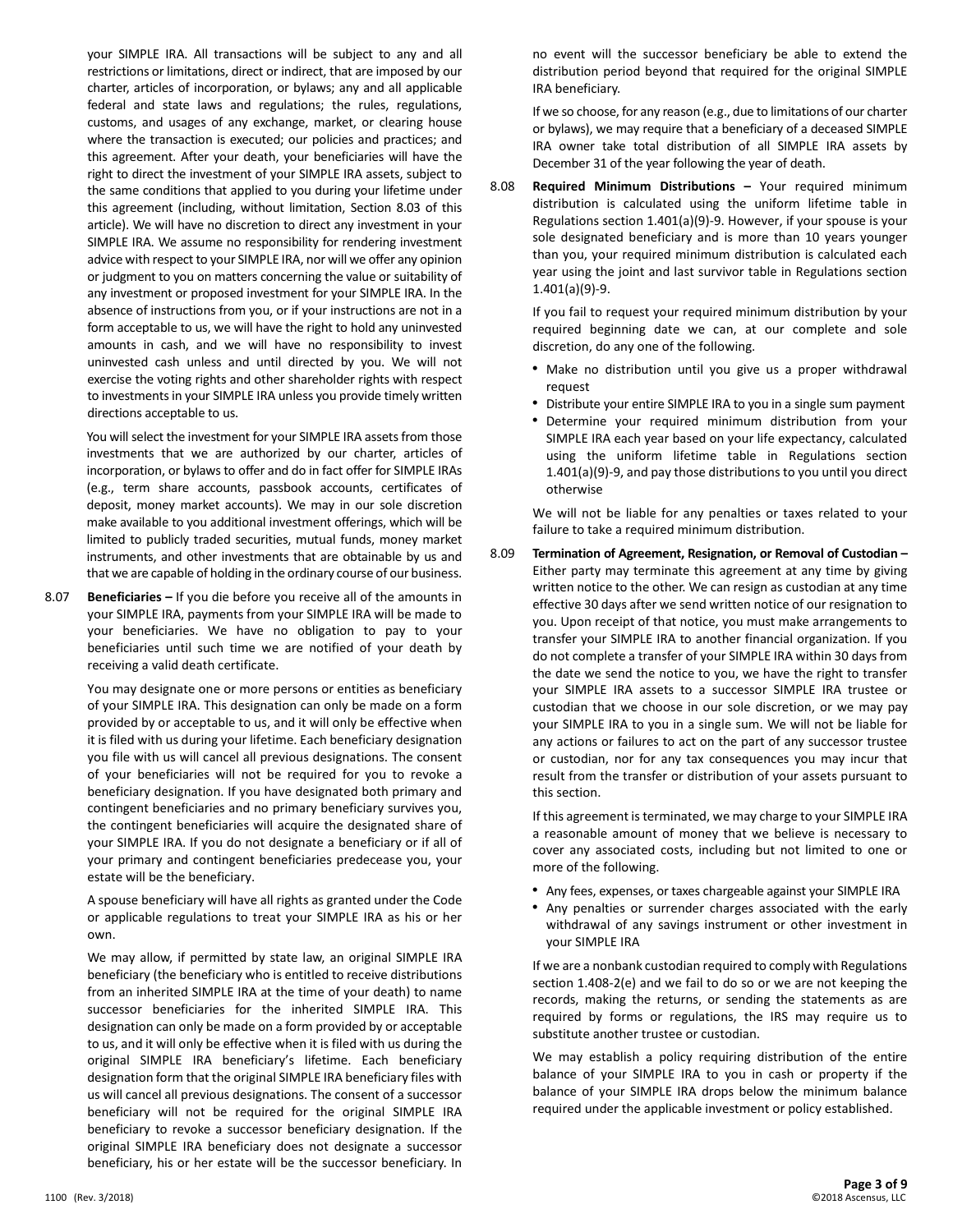your SIMPLE IRA. All transactions will be subject to any and all restrictions or limitations, direct or indirect, that are imposed by our charter, articles of incorporation, or bylaws; any and all applicable federal and state laws and regulations; the rules, regulations, customs, and usages of any exchange, market, or clearing house where the transaction is executed; our policies and practices; and this agreement. After your death, your beneficiaries will have the right to direct the investment of your SIMPLE IRA assets, subject to the same conditions that applied to you during your lifetime under this agreement (including, without limitation, Section 8.03 of this article). We will have no discretion to direct any investment in your SIMPLE IRA. We assume no responsibility for rendering investment advice with respect to your SIMPLE IRA, nor will we offer any opinion or judgment to you on matters concerning the value or suitability of any investment or proposed investment for your SIMPLE IRA. In the absence of instructions from you, or if your instructions are not in a form acceptable to us, we will have the right to hold any uninvested amounts in cash, and we will have no responsibility to invest uninvested cash unless and until directed by you. We will not exercise the voting rights and other shareholder rights with respect to investments in your SIMPLE IRA unless you provide timely written directions acceptable to us.

You will select the investment for your SIMPLE IRA assets from those investments that we are authorized by our charter, articles of incorporation, or bylaws to offer and do in fact offer for SIMPLE IRAs (e.g., term share accounts, passbook accounts, certificates of deposit, money market accounts). We may in our sole discretion make available to you additional investment offerings, which will be limited to publicly traded securities, mutual funds, money market instruments, and other investments that are obtainable by us and that we are capable of holding in the ordinary course of our business.

8.07 **Beneficiaries –** If you die before you receive all of the amounts in your SIMPLE IRA, payments from your SIMPLE IRA will be made to your beneficiaries. We have no obligation to pay to your beneficiaries until such time we are notified of your death by receiving a valid death certificate.

You may designate one or more persons or entities as beneficiary of your SIMPLE IRA. This designation can only be made on a form provided by or acceptable to us, and it will only be effective when it is filed with us during your lifetime. Each beneficiary designation you file with us will cancel all previous designations. The consent of your beneficiaries will not be required for you to revoke a beneficiary designation. If you have designated both primary and contingent beneficiaries and no primary beneficiary survives you, the contingent beneficiaries will acquire the designated share of your SIMPLE IRA. If you do not designate a beneficiary or if all of your primary and contingent beneficiaries predecease you, your estate will be the beneficiary.

A spouse beneficiary will have all rights as granted under the Code or applicable regulations to treat your SIMPLE IRA as his or her own.

We may allow, if permitted by state law, an original SIMPLE IRA beneficiary (the beneficiary who is entitled to receive distributions from an inherited SIMPLE IRA at the time of your death) to name successor beneficiaries for the inherited SIMPLE IRA. This designation can only be made on a form provided by or acceptable to us, and it will only be effective when it is filed with us during the original SIMPLE IRA beneficiary's lifetime. Each beneficiary designation form that the original SIMPLE IRA beneficiary files with us will cancel all previous designations. The consent of a successor beneficiary will not be required for the original SIMPLE IRA beneficiary to revoke a successor beneficiary designation. If the original SIMPLE IRA beneficiary does not designate a successor beneficiary, his or her estate will be the successor beneficiary. In no event will the successor beneficiary be able to extend the distribution period beyond that required for the original SIMPLE IRA beneficiary.

If we so choose, for any reason (e.g., due to limitations of our charter or bylaws), we may require that a beneficiary of a deceased SIMPLE IRA owner take total distribution of all SIMPLE IRA assets by December 31 of the year following the year of death.

8.08 **Required Minimum Distributions –** Your required minimum distribution is calculated using the uniform lifetime table in Regulations section 1.401(a)(9)-9. However, if your spouse is your sole designated beneficiary and is more than 10 years younger than you, your required minimum distribution is calculated each year using the joint and last survivor table in Regulations section 1.401(a)(9)-9.

If you fail to request your required minimum distribution by your required beginning date we can, at our complete and sole discretion, do any one of the following.

- Make no distribution until you give us a proper withdrawal request
- Distribute your entire SIMPLE IRA to you in a single sum payment
- Determine your required minimum distribution from your SIMPLE IRA each year based on your life expectancy, calculated using the uniform lifetime table in Regulations section 1.401(a)(9)-9, and pay those distributions to you until you direct otherwise

We will not be liable for any penalties or taxes related to your failure to take a required minimum distribution.

8.09 **Termination of Agreement, Resignation, or Removal of Custodian –** Either party may terminate this agreement at any time by giving written notice to the other. We can resign as custodian at any time effective 30 days after we send written notice of our resignation to you. Upon receipt of that notice, you must make arrangements to transfer your SIMPLE IRA to another financial organization. If you do not complete a transfer of your SIMPLE IRA within 30 days from the date we send the notice to you, we have the right to transfer your SIMPLE IRA assets to a successor SIMPLE IRA trustee or custodian that we choose in our sole discretion, or we may pay your SIMPLE IRA to you in a single sum. We will not be liable for any actions or failures to act on the part of any successor trustee or custodian, nor for any tax consequences you may incur that result from the transfer or distribution of your assets pursuant to this section.

If this agreement is terminated, we may charge to your SIMPLE IRA a reasonable amount of money that we believe is necessary to cover any associated costs, including but not limited to one or more of the following.

- Any fees, expenses, or taxes chargeable against your SIMPLE IRA
- Any penalties or surrender charges associated with the early withdrawal of any savings instrument or other investment in your SIMPLE IRA

If we are a nonbank custodian required to comply with Regulations section 1.408-2(e) and we fail to do so or we are not keeping the records, making the returns, or sending the statements as are required by forms or regulations, the IRS may require us to substitute another trustee or custodian.

We may establish a policy requiring distribution of the entire balance of your SIMPLE IRA to you in cash or property if the balance of your SIMPLE IRA drops below the minimum balance required under the applicable investment or policy established.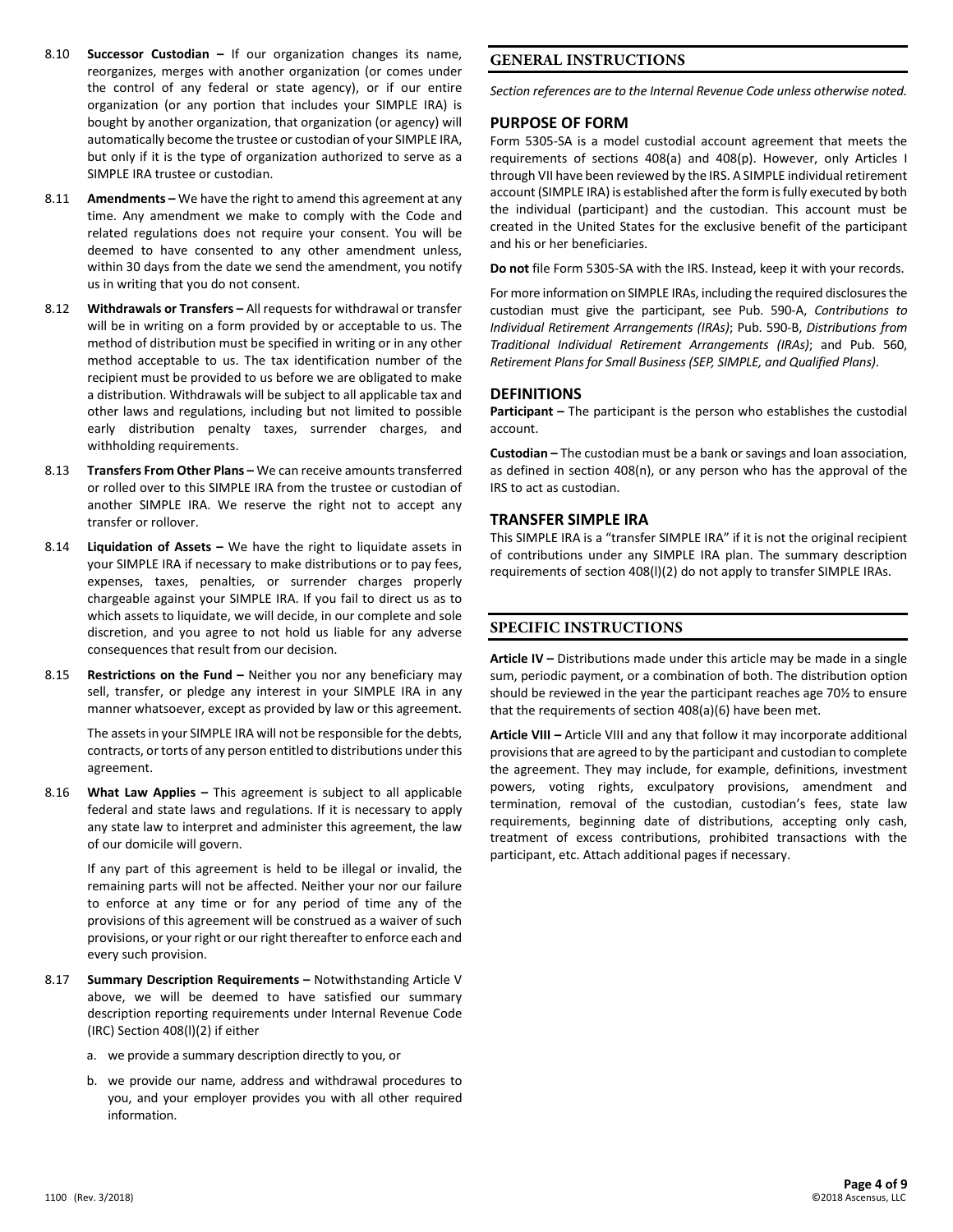8.10 **Successor Custodian –** If our organization changes its name, reorganizes, merges with another organization (or comes under the control of any federal or state agency), or if our entire organization (or any portion that includes your SIMPLE IRA) is bought by another organization, that organization (or agency) will automatically become the trustee or custodian of your SIMPLE IRA, but only if it is the type of organization authorized to serve as a SIMPLE IRA trustee or custodian.

8.11 **Amendments –** We have the right to amend this agreement at any time. Any amendment we make to comply with the Code and related regulations does not require your consent. You will be deemed to have consented to any other amendment unless, within 30 days from the date we send the amendment, you notify us in writing that you do not consent.

8.12 **Withdrawals or Transfers –** All requests for withdrawal or transfer will be in writing on a form provided by or acceptable to us. The method of distribution must be specified in writing or in any other method acceptable to us. The tax identification number of the recipient must be provided to us before we are obligated to make a distribution. Withdrawals will be subject to all applicable tax and other laws and regulations, including but not limited to possible early distribution penalty taxes, surrender charges, and withholding requirements.

8.13 **Transfers From Other Plans –** We can receive amounts transferred or rolled over to this SIMPLE IRA from the trustee or custodian of another SIMPLE IRA. We reserve the right not to accept any transfer or rollover.

8.14 **Liquidation of Assets –** We have the right to liquidate assets in your SIMPLE IRA if necessary to make distributions or to pay fees, expenses, taxes, penalties, or surrender charges properly chargeable against your SIMPLE IRA. If you fail to direct us as to which assets to liquidate, we will decide, in our complete and sole discretion, and you agree to not hold us liable for any adverse consequences that result from our decision.

8.15 **Restrictions on the Fund –** Neither you nor any beneficiary may sell, transfer, or pledge any interest in your SIMPLE IRA in any manner whatsoever, except as provided by law or this agreement.

The assets in your SIMPLE IRA will not be responsible for the debts, contracts, or torts of any person entitled to distributions under this agreement.

8.16 **What Law Applies –** This agreement is subject to all applicable federal and state laws and regulations. If it is necessary to apply any state law to interpret and administer this agreement, the law of our domicile will govern.

If any part of this agreement is held to be illegal or invalid, the remaining parts will not be affected. Neither your nor our failure to enforce at any time or for any period of time any of the provisions of this agreement will be construed as a waiver of such provisions, or your right or our right thereafter to enforce each and every such provision.

8.17 **Summary Description Requirements –** Notwithstanding Article V above, we will be deemed to have satisfied our summary description reporting requirements under Internal Revenue Code (IRC) Section 408(l)(2) if either

a. we provide a summary description directly to you, or

b. we provide our name, address and withdrawal procedures to you, and your employer provides you with all other required information.

## GENERAL INSTRUCTIONS

*Section references are to the Internal Revenue Code unless otherwise noted.*

### PURPOSE OF FORM

Form 5305-SA is a model custodial account agreement that meets the requirements of sections 408(a) and 408(p). However, only Articles I through VII have been reviewed by the IRS. A SIMPLE individual retirement account (SIMPLE IRA) is established after the form is fully executed by both the individual (participant) and the custodian. This account must be created in the United States for the exclusive benefit of the participant and his or her beneficiaries.

**Do not** file Form 5305-SA with the IRS. Instead, keep it with your records.

For more information on SIMPLE IRAs, including the required disclosures the custodian must give the participant, see Pub. 590-A, *Contributions to Individual Retirement Arrangements (IRAs)*; Pub. 590-B, *Distributions from Traditional Individual Retirement Arrangements (IRAs)*; and Pub. 560, *Retirement Plans for Small Business (SEP, SIMPLE, and Qualified Plans)*.

### DEFINITIONS

**Participant –** The participant is the person who establishes the custodial account.

**Custodian –** The custodian must be a bank or savings and loan association, as defined in section 408(n), or any person who has the approval of the IRS to act as custodian.

### TRANSFER SIMPLE IRA

This SIMPLE IRA is a "transfer SIMPLE IRA" if it is not the original recipient of contributions under any SIMPLE IRA plan. The summary description requirements of section 408(l)(2) do not apply to transfer SIMPLE IRAs.

## SPECIFIC INSTRUCTIONS

**Article IV –** Distributions made under this article may be made in a single sum, periodic payment, or a combination of both. The distribution option should be reviewed in the year the participant reaches age 70½ to ensure that the requirements of section 408(a)(6) have been met.

**Article VIII –** Article VIII and any that follow it may incorporate additional provisions that are agreed to by the participant and custodian to complete the agreement. They may include, for example, definitions, investment powers, voting rights, exculpatory provisions, amendment and termination, removal of the custodian, custodian's fees, state law requirements, beginning date of distributions, accepting only cash, treatment of excess contributions, prohibited transactions with the participant, etc. Attach additional pages if necessary.

1100 (Rev. 3/2018) ©2018 Ascensus, LLC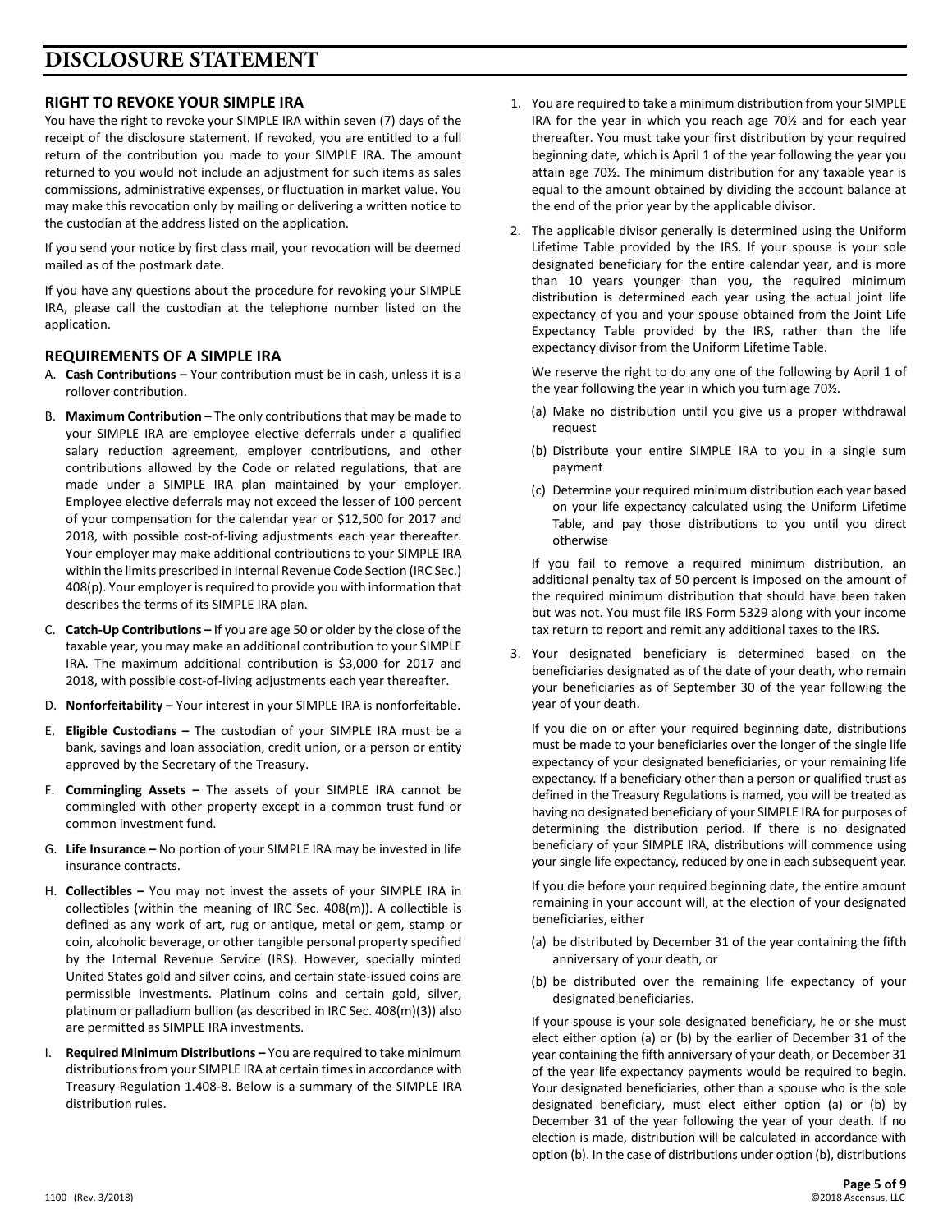# DISCLOSURE STATEMENT

## RIGHT TO REVOKE YOUR SIMPLE IRA

You have the right to revoke your SIMPLE IRA within seven (7) days of the receipt of the disclosure statement. If revoked, you are entitled to a full return of the contribution you made to your SIMPLE IRA. The amount returned to you would not include an adjustment for such items as sales commissions, administrative expenses, or fluctuation in market value. You may make this revocation only by mailing or delivering a written notice to the custodian at the address listed on the application.

If you send your notice by first class mail, your revocation will be deemed mailed as of the postmark date.

If you have any questions about the procedure for revoking your SIMPLE IRA, please call the custodian at the telephone number listed on the application.

## REQUIREMENTS OF A SIMPLE IRA

A. **Cash Contributions –** Your contribution must be in cash, unless it is a rollover contribution.

B. **Maximum Contribution –** The only contributions that may be made to your SIMPLE IRA are employee elective deferrals under a qualified salary reduction agreement, employer contributions, and other contributions allowed by the Code or related regulations, that are made under a SIMPLE IRA plan maintained by your employer. Employee elective deferrals may not exceed the lesser of 100 percent of your compensation for the calendar year or $12,500 for 2017 and 2018, with possible cost-of-living adjustments each year thereafter. Your employer may make additional contributions to your SIMPLE IRA within the limits prescribed in Internal Revenue Code Section (IRC Sec.) 408(p). Your employer is required to provide you with information that describes the terms of its SIMPLE IRA plan.

C. **Catch-Up Contributions –** If you are age 50 or older by the close of the taxable year, you may make an additional contribution to your SIMPLE IRA. The maximum additional contribution is $3,000 for 2017 and 2018, with possible cost-of-living adjustments each year thereafter.

D. **Nonforfeitability –** Your interest in your SIMPLE IRA is nonforfeitable.

E. **Eligible Custodians –** The custodian of your SIMPLE IRA must be a bank, savings and loan association, credit union, or a person or entity approved by the Secretary of the Treasury.

F. **Commingling Assets –** The assets of your SIMPLE IRA cannot be commingled with other property except in a common trust fund or common investment fund.

G. **Life Insurance –** No portion of your SIMPLE IRA may be invested in life insurance contracts.

H. **Collectibles –** You may not invest the assets of your SIMPLE IRA in collectibles (within the meaning of IRC Sec. 408(m)). A collectible is defined as any work of art, rug or antique, metal or gem, stamp or coin, alcoholic beverage, or other tangible personal property specified by the Internal Revenue Service (IRS). However, specially minted United States gold and silver coins, and certain state-issued coins are permissible investments. Platinum coins and certain gold, silver, platinum or palladium bullion (as described in IRC Sec. 408(m)(3)) also are permitted as SIMPLE IRA investments.

I. **Required Minimum Distributions –** You are required to take minimum distributions from your SIMPLE IRA at certain times in accordance with Treasury Regulation 1.408-8. Below is a summary of the SIMPLE IRA distribution rules.

1. You are required to take a minimum distribution from your SIMPLE IRA for the year in which you reach age 70½ and for each year thereafter. You must take your first distribution by your required beginning date, which is April 1 of the year following the year you attain age 70½. The minimum distribution for any taxable year is equal to the amount obtained by dividing the account balance at the end of the prior year by the applicable divisor.

2. The applicable divisor generally is determined using the Uniform Lifetime Table provided by the IRS. If your spouse is your sole designated beneficiary for the entire calendar year, and is more than 10 years younger than you, the required minimum distribution is determined each year using the actual joint life expectancy of you and your spouse obtained from the Joint Life Expectancy Table provided by the IRS, rather than the life expectancy divisor from the Uniform Lifetime Table.

   We reserve the right to do any one of the following by April 1 of the year following the year in which you turn age 70½.

   (a) Make no distribution until you give us a proper withdrawal request

   (b) Distribute your entire SIMPLE IRA to you in a single sum payment

   (c) Determine your required minimum distribution each year based on your life expectancy calculated using the Uniform Lifetime Table, and pay those distributions to you until you direct otherwise

   If you fail to remove a required minimum distribution, an additional penalty tax of 50 percent is imposed on the amount of the required minimum distribution that should have been taken but was not. You must file IRS Form 5329 along with your income tax return to report and remit any additional taxes to the IRS.

3. Your designated beneficiary is determined based on the beneficiaries designated as of the date of your death, who remain your beneficiaries as of September 30 of the year following the year of your death.

   If you die on or after your required beginning date, distributions must be made to your beneficiaries over the longer of the single life expectancy of your designated beneficiaries, or your remaining life expectancy. If a beneficiary other than a person or qualified trust as defined in the Treasury Regulations is named, you will be treated as having no designated beneficiary of your SIMPLE IRA for purposes of determining the distribution period. If there is no designated beneficiary of your SIMPLE IRA, distributions will commence using your single life expectancy, reduced by one in each subsequent year.

   If you die before your required beginning date, the entire amount remaining in your account will, at the election of your designated beneficiaries, either

   (a) be distributed by December 31 of the year containing the fifth anniversary of your death, or

   (b) be distributed over the remaining life expectancy of your designated beneficiaries.

   If your spouse is your sole designated beneficiary, he or she must elect either option (a) or (b) by the earlier of December 31 of the year containing the fifth anniversary of your death, or December 31 of the year life expectancy payments would be required to begin. Your designated beneficiaries, other than a spouse who is the sole designated beneficiary, must elect either option (a) or (b) by December 31 of the year following the year of your death. If no election is made, distribution will be calculated in accordance with option (b). In the case of distributions under option (b), distributions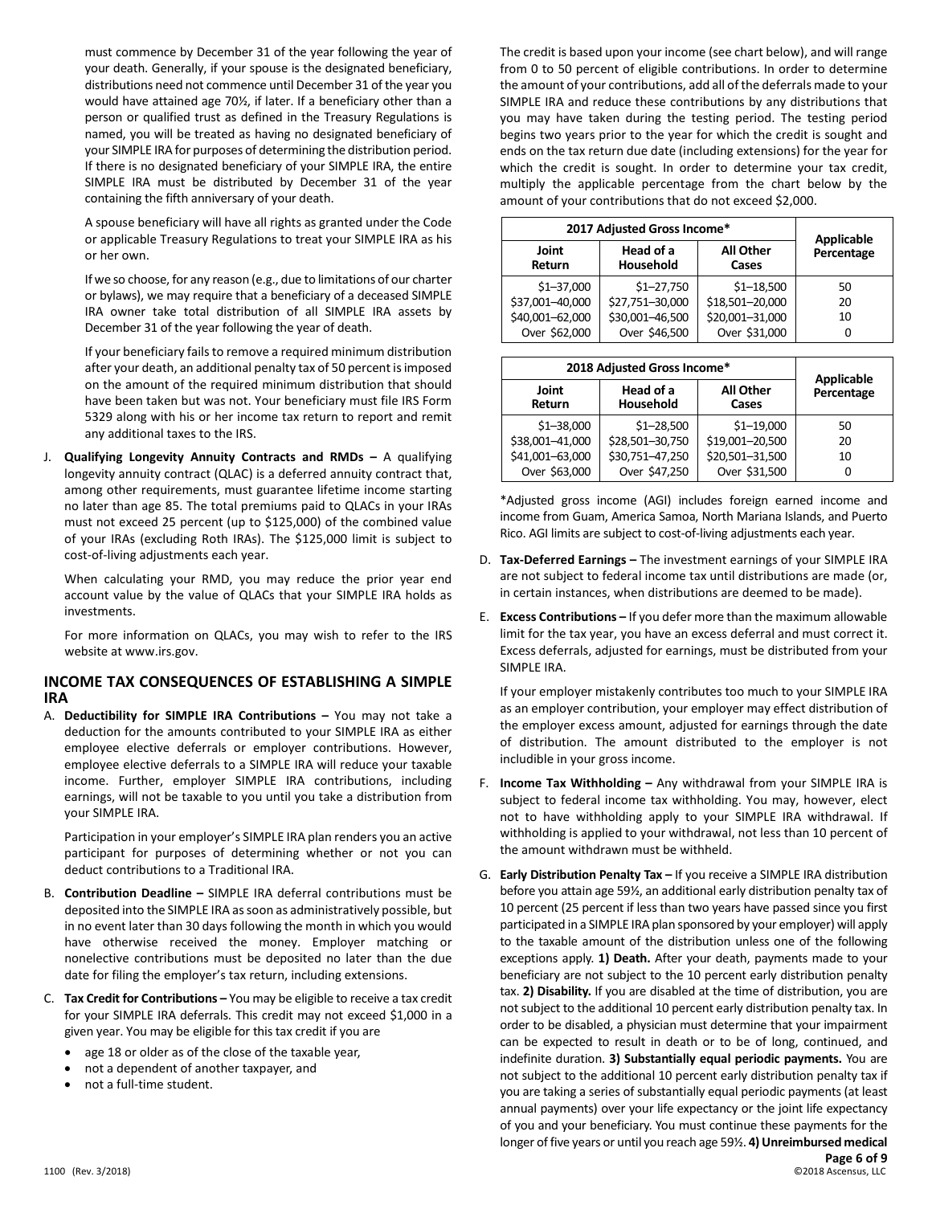must commence by December 31 of the year following the year of your death. Generally, if your spouse is the designated beneficiary, distributions need not commence until December 31 of the year you would have attained age 70½, if later. If a beneficiary other than a person or qualified trust as defined in the Treasury Regulations is named, you will be treated as having no designated beneficiary of your SIMPLE IRA for purposes of determining the distribution period. If there is no designated beneficiary of your SIMPLE IRA, the entire SIMPLE IRA must be distributed by December 31 of the year containing the fifth anniversary of your death.

A spouse beneficiary will have all rights as granted under the Code or applicable Treasury Regulations to treat your SIMPLE IRA as his or her own.

If we so choose, for any reason (e.g., due to limitations of our charter or bylaws), we may require that a beneficiary of a deceased SIMPLE IRA owner take total distribution of all SIMPLE IRA assets by December 31 of the year following the year of death.

If your beneficiary fails to remove a required minimum distribution after your death, an additional penalty tax of 50 percent is imposed on the amount of the required minimum distribution that should have been taken but was not. Your beneficiary must file IRS Form 5329 along with his or her income tax return to report and remit any additional taxes to the IRS.

J. **Qualifying Longevity Annuity Contracts and RMDs –** A qualifying longevity annuity contract (QLAC) is a deferred annuity contract that, among other requirements, must guarantee lifetime income starting no later than age 85. The total premiums paid to QLACs in your IRAs must not exceed 25 percent (up to $125,000) of the combined value of your IRAs (excluding Roth IRAs). The $125,000 limit is subject to cost-of-living adjustments each year.

   When calculating your RMD, you may reduce the prior year end account value by the value of QLACs that your SIMPLE IRA holds as investments.

   For more information on QLACs, you may wish to refer to the IRS website at www.irs.gov.

## INCOME TAX CONSEQUENCES OF ESTABLISHING A SIMPLE IRA

A. **Deductibility for SIMPLE IRA Contributions –** You may not take a deduction for the amounts contributed to your SIMPLE IRA as either employee elective deferrals or employer contributions. However, employee elective deferrals to a SIMPLE IRA will reduce your taxable income. Further, employer SIMPLE IRA contributions, including earnings, will not be taxable to you until you take a distribution from your SIMPLE IRA.

   Participation in your employer's SIMPLE IRA plan renders you an active participant for purposes of determining whether or not you can deduct contributions to a Traditional IRA.

B. **Contribution Deadline –** SIMPLE IRA deferral contributions must be deposited into the SIMPLE IRA as soon as administratively possible, but in no event later than 30 days following the month in which you would have otherwise received the money. Employer matching or nonelective contributions must be deposited no later than the due date for filing the employer's tax return, including extensions.

C. **Tax Credit for Contributions –** You may be eligible to receive a tax credit for your SIMPLE IRA deferrals. This credit may not exceed $1,000 in a given year. You may be eligible for this tax credit if you are

   - age 18 or older as of the close of the taxable year,
   - not a dependent of another taxpayer, and
   - not a full-time student.

   The credit is based upon your income (see chart below), and will range from 0 to 50 percent of eligible contributions. In order to determine the amount of your contributions, add all of the deferrals made to your SIMPLE IRA and reduce these contributions by any distributions that you may have taken during the testing period. The testing period begins two years prior to the year for which the credit is sought and ends on the tax return due date (including extensions) for the year for which the credit is sought. In order to determine your tax credit, multiply the applicable percentage from the chart below by the amount of your contributions that do not exceed $2,000.

| 2017 Adjusted Gross Income* | | | Applicable Percentage |
|---|---|---|---|
| **Joint Return** | **Head of a Household** | **All Other Cases** | |
| $1–37,000 | $1–27,750 | $1–18,500 | 50 |
| $37,001–40,000 | $27,751–30,000 | $18,501–20,000 | 20 |
| $40,001–62,000 | $30,001–46,500 | $20,001–31,000 | 10 |
| Over $62,000 | Over $46,500 | Over $31,000 | 0 |

| 2018 Adjusted Gross Income* | | | Applicable Percentage |
|---|---|---|---|
| **Joint Return** | **Head of a Household** | **All Other Cases** | |
| $1–38,000 | $1–28,500 | $1–19,000 | 50 |
| $38,001–41,000 | $28,501–30,750 | $19,001–20,500 | 20 |
| $41,001–63,000 | $30,751–47,250 | $20,501–31,500 | 10 |
| Over $63,000 | Over $47,250 | Over $31,500 | 0 |

   *Adjusted gross income (AGI) includes foreign earned income and income from Guam, America Samoa, North Mariana Islands, and Puerto Rico. AGI limits are subject to cost-of-living adjustments each year.

D. **Tax-Deferred Earnings –** The investment earnings of your SIMPLE IRA are not subject to federal income tax until distributions are made (or, in certain instances, when distributions are deemed to be made).

E. **Excess Contributions –** If you defer more than the maximum allowable limit for the tax year, you have an excess deferral and must correct it. Excess deferrals, adjusted for earnings, must be distributed from your SIMPLE IRA.

   If your employer mistakenly contributes too much to your SIMPLE IRA as an employer contribution, your employer may effect distribution of the employer excess amount, adjusted for earnings through the date of distribution. The amount distributed to the employer is not includible in your gross income.

F. **Income Tax Withholding –** Any withdrawal from your SIMPLE IRA is subject to federal income tax withholding. You may, however, elect not to have withholding apply to your SIMPLE IRA withdrawal. If withholding is applied to your withdrawal, not less than 10 percent of the amount withdrawn must be withheld.

G. **Early Distribution Penalty Tax –** If you receive a SIMPLE IRA distribution before you attain age 59½, an additional early distribution penalty tax of 10 percent (25 percent if less than two years have passed since you first participated in a SIMPLE IRA plan sponsored by your employer) will apply to the taxable amount of the distribution unless one of the following exceptions apply. **1) Death.** After your death, payments made to your beneficiary are not subject to the 10 percent early distribution penalty tax. **2) Disability.** If you are disabled at the time of distribution, you are not subject to the additional 10 percent early distribution penalty tax. In order to be disabled, a physician must determine that your impairment can be expected to result in death or to be of long, continued, and indefinite duration. **3) Substantially equal periodic payments.** You are not subject to the additional 10 percent early distribution penalty tax if you are taking a series of substantially equal periodic payments (at least annual payments) over your life expectancy or the joint life expectancy of you and your beneficiary. You must continue these payments for the longer of five years or until you reach age 59½. **4) Unreimbursed medical**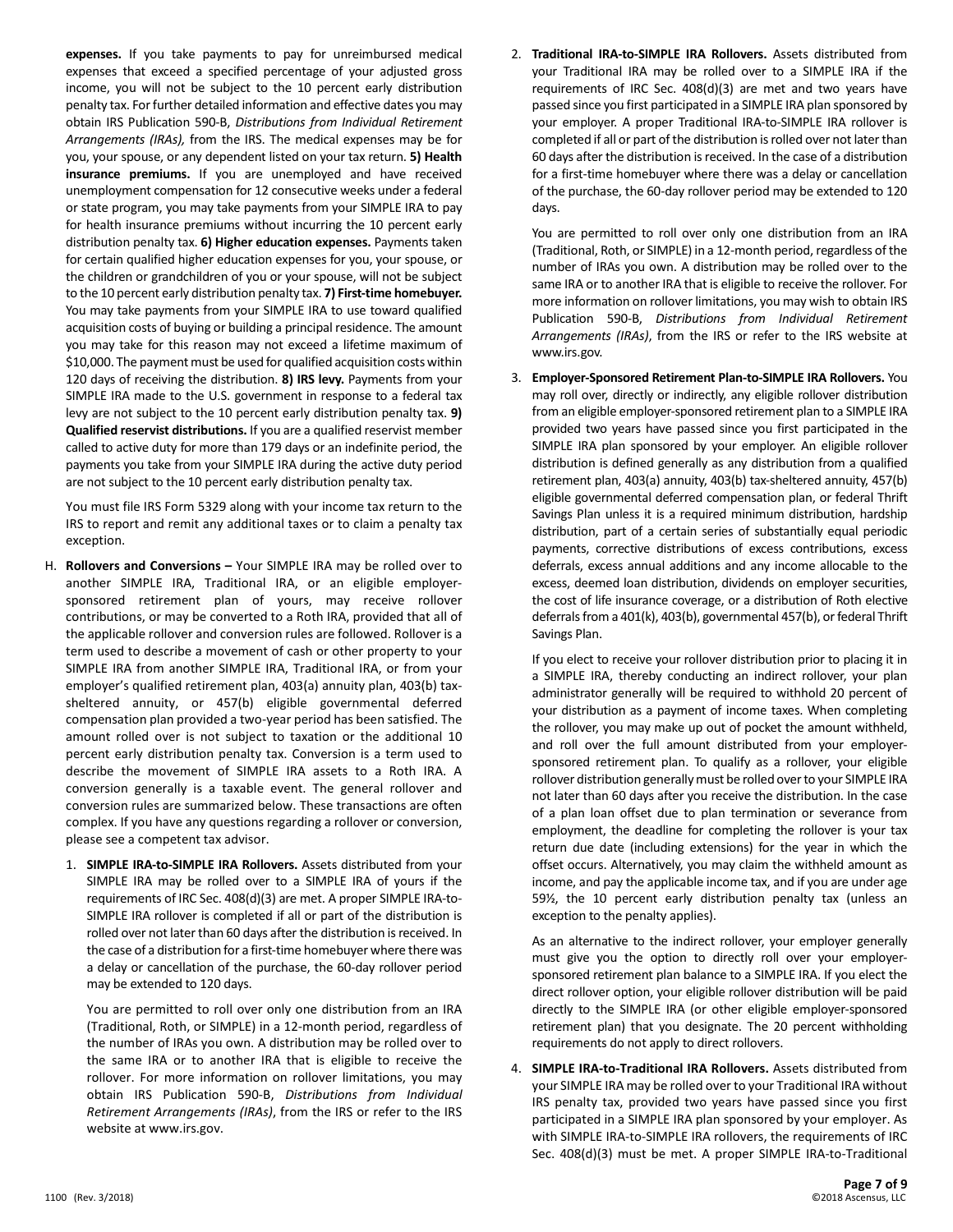**expenses.** If you take payments to pay for unreimbursed medical expenses that exceed a specified percentage of your adjusted gross income, you will not be subject to the 10 percent early distribution penalty tax. For further detailed information and effective dates you may obtain IRS Publication 590-B, *Distributions from Individual Retirement Arrangements (IRAs),* from the IRS. The medical expenses may be for you, your spouse, or any dependent listed on your tax return. **5) Health insurance premiums.** If you are unemployed and have received unemployment compensation for 12 consecutive weeks under a federal or state program, you may take payments from your SIMPLE IRA to pay for health insurance premiums without incurring the 10 percent early distribution penalty tax. **6) Higher education expenses.** Payments taken for certain qualified higher education expenses for you, your spouse, or the children or grandchildren of you or your spouse, will not be subject to the 10 percent early distribution penalty tax. **7) First-time homebuyer.** You may take payments from your SIMPLE IRA to use toward qualified acquisition costs of buying or building a principal residence. The amount you may take for this reason may not exceed a lifetime maximum of $10,000. The payment must be used for qualified acquisition costs within 120 days of receiving the distribution. **8) IRS levy.** Payments from your SIMPLE IRA made to the U.S. government in response to a federal tax levy are not subject to the 10 percent early distribution penalty tax. **9) Qualified reservist distributions.** If you are a qualified reservist member called to active duty for more than 179 days or an indefinite period, the payments you take from your SIMPLE IRA during the active duty period are not subject to the 10 percent early distribution penalty tax.

You must file IRS Form 5329 along with your income tax return to the IRS to report and remit any additional taxes or to claim a penalty tax exception.

H. **Rollovers and Conversions –** Your SIMPLE IRA may be rolled over to another SIMPLE IRA, Traditional IRA, or an eligible employer-sponsored retirement plan of yours, may receive rollover contributions, or may be converted to a Roth IRA, provided that all of the applicable rollover and conversion rules are followed. Rollover is a term used to describe a movement of cash or other property to your SIMPLE IRA from another SIMPLE IRA, Traditional IRA, or from your employer's qualified retirement plan, 403(a) annuity plan, 403(b) tax-sheltered annuity, or 457(b) eligible governmental deferred compensation plan provided a two-year period has been satisfied. The amount rolled over is not subject to taxation or the additional 10 percent early distribution penalty tax. Conversion is a term used to describe the movement of SIMPLE IRA assets to a Roth IRA. A conversion generally is a taxable event. The general rollover and conversion rules are summarized below. These transactions are often complex. If you have any questions regarding a rollover or conversion, please see a competent tax advisor.

1. **SIMPLE IRA-to-SIMPLE IRA Rollovers.** Assets distributed from your SIMPLE IRA may be rolled over to a SIMPLE IRA of yours if the requirements of IRC Sec. 408(d)(3) are met. A proper SIMPLE IRA-to-SIMPLE IRA rollover is completed if all or part of the distribution is rolled over not later than 60 days after the distribution is received. In the case of a distribution for a first-time homebuyer where there was a delay or cancellation of the purchase, the 60-day rollover period may be extended to 120 days.

   You are permitted to roll over only one distribution from an IRA (Traditional, Roth, or SIMPLE) in a 12-month period, regardless of the number of IRAs you own. A distribution may be rolled over to the same IRA or to another IRA that is eligible to receive the rollover. For more information on rollover limitations, you may obtain IRS Publication 590-B, *Distributions from Individual Retirement Arrangements (IRAs)*, from the IRS or refer to the IRS website at www.irs.gov.

2. **Traditional IRA-to-SIMPLE IRA Rollovers.** Assets distributed from your Traditional IRA may be rolled over to a SIMPLE IRA if the requirements of IRC Sec. 408(d)(3) are met and two years have passed since you first participated in a SIMPLE IRA plan sponsored by your employer. A proper Traditional IRA-to-SIMPLE IRA rollover is completed if all or part of the distribution is rolled over not later than 60 days after the distribution is received. In the case of a distribution for a first-time homebuyer where there was a delay or cancellation of the purchase, the 60-day rollover period may be extended to 120 days.

   You are permitted to roll over only one distribution from an IRA (Traditional, Roth, or SIMPLE) in a 12-month period, regardless of the number of IRAs you own. A distribution may be rolled over to the same IRA or to another IRA that is eligible to receive the rollover. For more information on rollover limitations, you may wish to obtain IRS Publication 590-B, *Distributions from Individual Retirement Arrangements (IRAs)*, from the IRS or refer to the IRS website at www.irs.gov.

3. **Employer-Sponsored Retirement Plan-to-SIMPLE IRA Rollovers.** You may roll over, directly or indirectly, any eligible rollover distribution from an eligible employer-sponsored retirement plan to a SIMPLE IRA provided two years have passed since you first participated in the SIMPLE IRA plan sponsored by your employer. An eligible rollover distribution is defined generally as any distribution from a qualified retirement plan, 403(a) annuity, 403(b) tax-sheltered annuity, 457(b) eligible governmental deferred compensation plan, or federal Thrift Savings Plan unless it is a required minimum distribution, hardship distribution, part of a certain series of substantially equal periodic payments, corrective distributions of excess contributions, excess deferrals, excess annual additions and any income allocable to the excess, deemed loan distribution, dividends on employer securities, the cost of life insurance coverage, or a distribution of Roth elective deferrals from a 401(k), 403(b), governmental 457(b), or federal Thrift Savings Plan.

   If you elect to receive your rollover distribution prior to placing it in a SIMPLE IRA, thereby conducting an indirect rollover, your plan administrator generally will be required to withhold 20 percent of your distribution as a payment of income taxes. When completing the rollover, you may make up out of pocket the amount withheld, and roll over the full amount distributed from your employer-sponsored retirement plan. To qualify as a rollover, your eligible rollover distribution generally must be rolled over to your SIMPLE IRA not later than 60 days after you receive the distribution. In the case of a plan loan offset due to plan termination or severance from employment, the deadline for completing the rollover is your tax return due date (including extensions) for the year in which the offset occurs. Alternatively, you may claim the withheld amount as income, and pay the applicable income tax, and if you are under age 59½, the 10 percent early distribution penalty tax (unless an exception to the penalty applies).

   As an alternative to the indirect rollover, your employer generally must give you the option to directly roll over your employer-sponsored retirement plan balance to a SIMPLE IRA. If you elect the direct rollover option, your eligible rollover distribution will be paid directly to the SIMPLE IRA (or other eligible employer-sponsored retirement plan) that you designate. The 20 percent withholding requirements do not apply to direct rollovers.

4. **SIMPLE IRA-to-Traditional IRA Rollovers.** Assets distributed from your SIMPLE IRA may be rolled over to your Traditional IRA without IRS penalty tax, provided two years have passed since you first participated in a SIMPLE IRA plan sponsored by your employer. As with SIMPLE IRA-to-SIMPLE IRA rollovers, the requirements of IRC Sec. 408(d)(3) must be met. A proper SIMPLE IRA-to-Traditional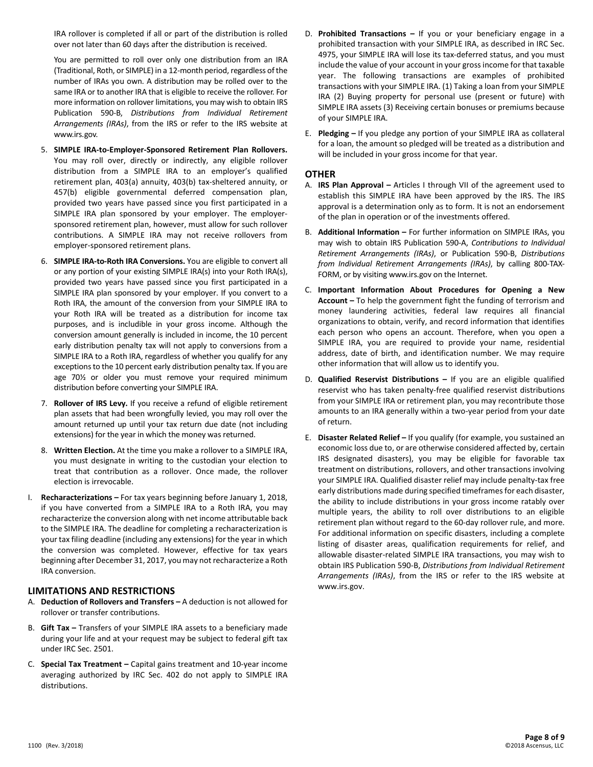IRA rollover is completed if all or part of the distribution is rolled over not later than 60 days after the distribution is received.

You are permitted to roll over only one distribution from an IRA (Traditional, Roth, or SIMPLE) in a 12-month period, regardless of the number of IRAs you own. A distribution may be rolled over to the same IRA or to another IRA that is eligible to receive the rollover. For more information on rollover limitations, you may wish to obtain IRS Publication 590-B, *Distributions from Individual Retirement Arrangements (IRAs)*, from the IRS or refer to the IRS website at www.irs.gov.

5. **SIMPLE IRA-to-Employer-Sponsored Retirement Plan Rollovers.** You may roll over, directly or indirectly, any eligible rollover distribution from a SIMPLE IRA to an employer's qualified retirement plan, 403(a) annuity, 403(b) tax-sheltered annuity, or 457(b) eligible governmental deferred compensation plan, provided two years have passed since you first participated in a SIMPLE IRA plan sponsored by your employer. The employer-sponsored retirement plan, however, must allow for such rollover contributions. A SIMPLE IRA may not receive rollovers from employer-sponsored retirement plans.

6. **SIMPLE IRA-to-Roth IRA Conversions.** You are eligible to convert all or any portion of your existing SIMPLE IRA(s) into your Roth IRA(s), provided two years have passed since you first participated in a SIMPLE IRA plan sponsored by your employer. If you convert to a Roth IRA, the amount of the conversion from your SIMPLE IRA to your Roth IRA will be treated as a distribution for income tax purposes, and is includible in your gross income. Although the conversion amount generally is included in income, the 10 percent early distribution penalty tax will not apply to conversions from a SIMPLE IRA to a Roth IRA, regardless of whether you qualify for any exceptions to the 10 percent early distribution penalty tax. If you are age 70½ or older you must remove your required minimum distribution before converting your SIMPLE IRA.

7. **Rollover of IRS Levy.** If you receive a refund of eligible retirement plan assets that had been wrongfully levied, you may roll over the amount returned up until your tax return due date (not including extensions) for the year in which the money was returned.

8. **Written Election.** At the time you make a rollover to a SIMPLE IRA, you must designate in writing to the custodian your election to treat that contribution as a rollover. Once made, the rollover election is irrevocable.

I. **Recharacterizations –** For tax years beginning before January 1, 2018, if you have converted from a SIMPLE IRA to a Roth IRA, you may recharacterize the conversion along with net income attributable back to the SIMPLE IRA. The deadline for completing a recharacterization is your tax filing deadline (including any extensions) for the year in which the conversion was completed. However, effective for tax years beginning after December 31, 2017, you may not recharacterize a Roth IRA conversion.

## LIMITATIONS AND RESTRICTIONS

A. **Deduction of Rollovers and Transfers –** A deduction is not allowed for rollover or transfer contributions.

B. **Gift Tax –** Transfers of your SIMPLE IRA assets to a beneficiary made during your life and at your request may be subject to federal gift tax under IRC Sec. 2501.

C. **Special Tax Treatment –** Capital gains treatment and 10-year income averaging authorized by IRC Sec. 402 do not apply to SIMPLE IRA distributions.

D. **Prohibited Transactions –** If you or your beneficiary engage in a prohibited transaction with your SIMPLE IRA, as described in IRC Sec. 4975, your SIMPLE IRA will lose its tax-deferred status, and you must include the value of your account in your gross income for that taxable year. The following transactions are examples of prohibited transactions with your SIMPLE IRA. (1) Taking a loan from your SIMPLE IRA (2) Buying property for personal use (present or future) with SIMPLE IRA assets (3) Receiving certain bonuses or premiums because of your SIMPLE IRA.

E. **Pledging –** If you pledge any portion of your SIMPLE IRA as collateral for a loan, the amount so pledged will be treated as a distribution and will be included in your gross income for that year.

## OTHER

A. **IRS Plan Approval –** Articles I through VII of the agreement used to establish this SIMPLE IRA have been approved by the IRS. The IRS approval is a determination only as to form. It is not an endorsement of the plan in operation or of the investments offered.

B. **Additional Information –** For further information on SIMPLE IRAs, you may wish to obtain IRS Publication 590-A, *Contributions to Individual Retirement Arrangements (IRAs)*, or Publication 590-B, *Distributions from Individual Retirement Arrangements (IRAs)*, by calling 800-TAX-FORM, or by visiting www.irs.gov on the Internet.

C. **Important Information About Procedures for Opening a New Account –** To help the government fight the funding of terrorism and money laundering activities, federal law requires all financial organizations to obtain, verify, and record information that identifies each person who opens an account. Therefore, when you open a SIMPLE IRA, you are required to provide your name, residential address, date of birth, and identification number. We may require other information that will allow us to identify you.

D. **Qualified Reservist Distributions –** If you are an eligible qualified reservist who has taken penalty-free qualified reservist distributions from your SIMPLE IRA or retirement plan, you may recontribute those amounts to an IRA generally within a two-year period from your date of return.

E. **Disaster Related Relief –** If you qualify (for example, you sustained an economic loss due to, or are otherwise considered affected by, certain IRS designated disasters), you may be eligible for favorable tax treatment on distributions, rollovers, and other transactions involving your SIMPLE IRA. Qualified disaster relief may include penalty-tax free early distributions made during specified timeframes for each disaster, the ability to include distributions in your gross income ratably over multiple years, the ability to roll over distributions to an eligible retirement plan without regard to the 60-day rollover rule, and more. For additional information on specific disasters, including a complete listing of disaster areas, qualification requirements for relief, and allowable disaster-related SIMPLE IRA transactions, you may wish to obtain IRS Publication 590-B, *Distributions from Individual Retirement Arrangements (IRAs)*, from the IRS or refer to the IRS website at www.irs.gov.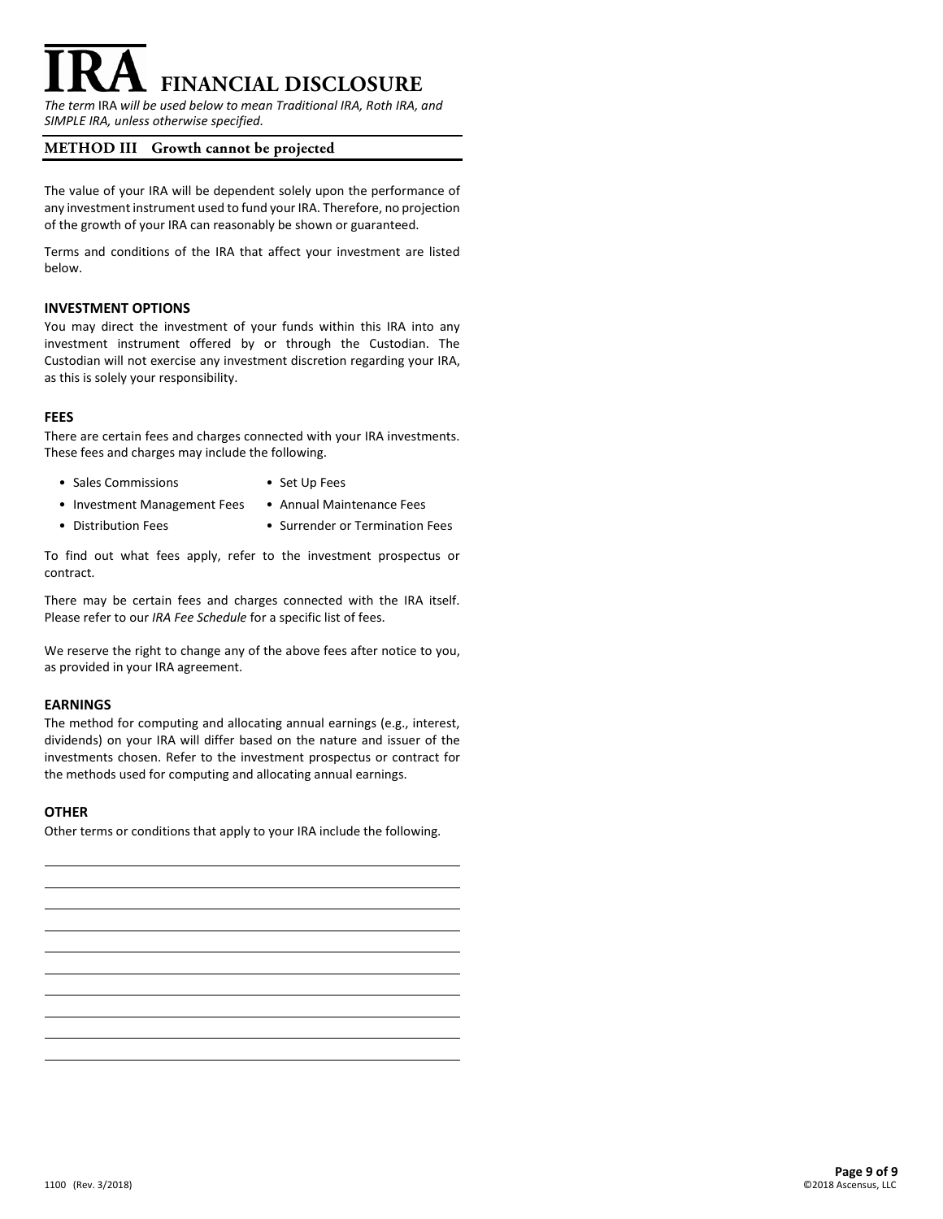# IRA FINANCIAL DISCLOSURE

*The term* IRA *will be used below to mean Traditional IRA, Roth IRA, and SIMPLE IRA, unless otherwise specified.*

## METHOD III Growth cannot be projected

The value of your IRA will be dependent solely upon the performance of any investment instrument used to fund your IRA. Therefore, no projection of the growth of your IRA can reasonably be shown or guaranteed.

Terms and conditions of the IRA that affect your investment are listed below.

### INVESTMENT OPTIONS

You may direct the investment of your funds within this IRA into any investment instrument offered by or through the Custodian. The Custodian will not exercise any investment discretion regarding your IRA, as this is solely your responsibility.

### FEES

There are certain fees and charges connected with your IRA investments. These fees and charges may include the following.

- Sales Commissions
- Set Up Fees
- Investment Management Fees
- Annual Maintenance Fees
- Distribution Fees
- Surrender or Termination Fees

To find out what fees apply, refer to the investment prospectus or contract.

There may be certain fees and charges connected with the IRA itself. Please refer to our *IRA Fee Schedule* for a specific list of fees.

We reserve the right to change any of the above fees after notice to you, as provided in your IRA agreement.

### EARNINGS

The method for computing and allocating annual earnings (e.g., interest, dividends) on your IRA will differ based on the nature and issuer of the investments chosen. Refer to the investment prospectus or contract for the methods used for computing and allocating annual earnings.

### OTHER

Other terms or conditions that apply to your IRA include the following.

\_\_\_\_\_\_\_\_\_\_\_\_\_\_\_\_\_\_\_\_\_\_\_\_\_\_\_\_\_\_\_\_\_\_\_\_\_\_\_\_\_\_\_\_\_\_\_\_\_\_\_\_\_\_\_\_

\_\_\_\_\_\_\_\_\_\_\_\_\_\_\_\_\_\_\_\_\_\_\_\_\_\_\_\_\_\_\_\_\_\_\_\_\_\_\_\_\_\_\_\_\_\_\_\_\_\_\_\_\_\_\_\_

\_\_\_\_\_\_\_\_\_\_\_\_\_\_\_\_\_\_\_\_\_\_\_\_\_\_\_\_\_\_\_\_\_\_\_\_\_\_\_\_\_\_\_\_\_\_\_\_\_\_\_\_\_\_\_\_

\_\_\_\_\_\_\_\_\_\_\_\_\_\_\_\_\_\_\_\_\_\_\_\_\_\_\_\_\_\_\_\_\_\_\_\_\_\_\_\_\_\_\_\_\_\_\_\_\_\_\_\_\_\_\_\_

\_\_\_\_\_\_\_\_\_\_\_\_\_\_\_\_\_\_\_\_\_\_\_\_\_\_\_\_\_\_\_\_\_\_\_\_\_\_\_\_\_\_\_\_\_\_\_\_\_\_\_\_\_\_\_\_

\_\_\_\_\_\_\_\_\_\_\_\_\_\_\_\_\_\_\_\_\_\_\_\_\_\_\_\_\_\_\_\_\_\_\_\_\_\_\_\_\_\_\_\_\_\_\_\_\_\_\_\_\_\_\_\_

\_\_\_\_\_\_\_\_\_\_\_\_\_\_\_\_\_\_\_\_\_\_\_\_\_\_\_\_\_\_\_\_\_\_\_\_\_\_\_\_\_\_\_\_\_\_\_\_\_\_\_\_\_\_\_\_

\_\_\_\_\_\_\_\_\_\_\_\_\_\_\_\_\_\_\_\_\_\_\_\_\_\_\_\_\_\_\_\_\_\_\_\_\_\_\_\_\_\_\_\_\_\_\_\_\_\_\_\_\_\_\_\_

\_\_\_\_\_\_\_\_\_\_\_\_\_\_\_\_\_\_\_\_\_\_\_\_\_\_\_\_\_\_\_\_\_\_\_\_\_\_\_\_\_\_\_\_\_\_\_\_\_\_\_\_\_\_\_\_

\_\_\_\_\_\_\_\_\_\_\_\_\_\_\_\_\_\_\_\_\_\_\_\_\_\_\_\_\_\_\_\_\_\_\_\_\_\_\_\_\_\_\_\_\_\_\_\_\_\_\_\_\_\_\_\_

1100 (Rev. 3/2018)

©2018 Ascensus, LLC